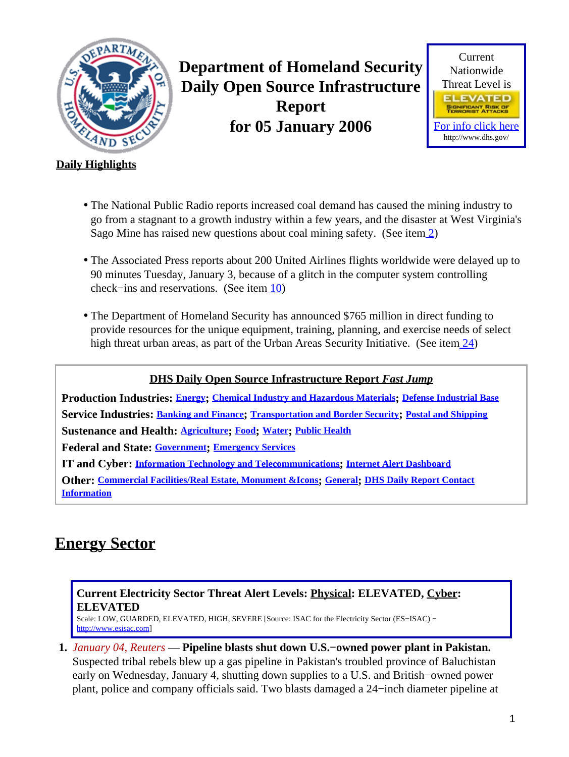# Department of Homeland Security Daily Open Source Infrastructure Report for 05 January 2006

Current Nationwide Threat Level is

ELEVATED
SIGNIFICANT RISK OF TERRORIST ATTACKS

For info click here
http://www.dhs.gov/

**Daily Highlights**

- The National Public Radio reports increased coal demand has caused the mining industry to go from a stagnant to a growth industry within a few years, and the disaster at West Virginia's Sago Mine has raised new questions about coal mining safety. (See item 2)
- The Associated Press reports about 200 United Airlines flights worldwide were delayed up to 90 minutes Tuesday, January 3, because of a glitch in the computer system controlling check−ins and reservations. (See item 10)
- The Department of Homeland Security has announced $765 million in direct funding to provide resources for the unique equipment, training, planning, and exercise needs of select high threat urban areas, as part of the Urban Areas Security Initiative. (See item 24)

**DHS Daily Open Source Infrastructure Report *Fast Jump***

**Production Industries:** Energy; Chemical Industry and Hazardous Materials; Defense Industrial Base

**Service Industries:** Banking and Finance; Transportation and Border Security; Postal and Shipping

**Sustenance and Health:** Agriculture; Food; Water; Public Health

**Federal and State:** Government; Emergency Services

**IT and Cyber:** Information Technology and Telecommunications; Internet Alert Dashboard

**Other:** Commercial Facilities/Real Estate, Monument &Icons; General; DHS Daily Report Contact Information

## Energy Sector

**Current Electricity Sector Threat Alert Levels: Physical: ELEVATED, Cyber: ELEVATED**

Scale: LOW, GUARDED, ELEVATED, HIGH, SEVERE [Source: ISAC for the Electricity Sector (ES−ISAC) − http://www.esisac.com]

1. *January 04, Reuters* — **Pipeline blasts shut down U.S.−owned power plant in Pakistan.** Suspected tribal rebels blew up a gas pipeline in Pakistan's troubled province of Baluchistan early on Wednesday, January 4, shutting down supplies to a U.S. and British−owned power plant, police and company officials said. Two blasts damaged a 24−inch diameter pipeline at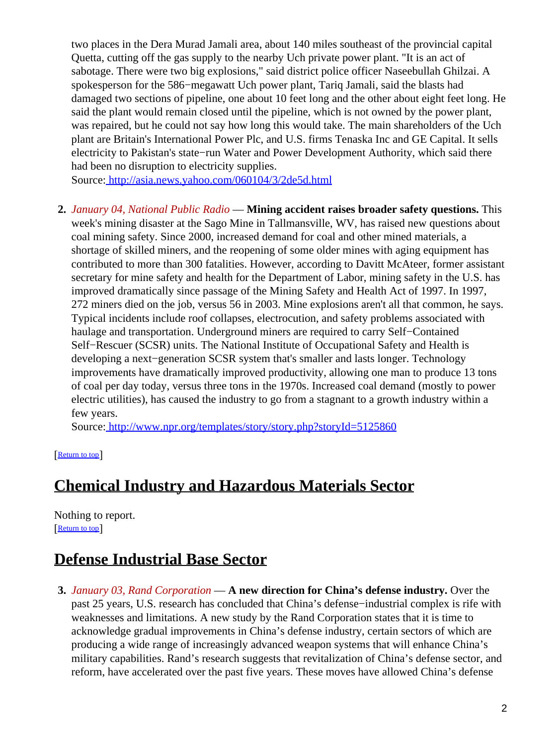two places in the Dera Murad Jamali area, about 140 miles southeast of the provincial capital Quetta, cutting off the gas supply to the nearby Uch private power plant. "It is an act of sabotage. There were two big explosions," said district police officer Naseebullah Ghilzai. A spokesperson for the 586−megawatt Uch power plant, Tariq Jamali, said the blasts had damaged two sections of pipeline, one about 10 feet long and the other about eight feet long. He said the plant would remain closed until the pipeline, which is not owned by the power plant, was repaired, but he could not say how long this would take. The main shareholders of the Uch plant are Britain's International Power Plc, and U.S. firms Tenaska Inc and GE Capital. It sells electricity to Pakistan's state−run Water and Power Development Authority, which said there had been no disruption to electricity supplies.
Source: http://asia.news.yahoo.com/060104/3/2de5d.html

2. *January 04, National Public Radio* — **Mining accident raises broader safety questions.** This week's mining disaster at the Sago Mine in Tallmansville, WV, has raised new questions about coal mining safety. Since 2000, increased demand for coal and other mined materials, a shortage of skilled miners, and the reopening of some older mines with aging equipment has contributed to more than 300 fatalities. However, according to Davitt McAteer, former assistant secretary for mine safety and health for the Department of Labor, mining safety in the U.S. has improved dramatically since passage of the Mining Safety and Health Act of 1997. In 1997, 272 miners died on the job, versus 56 in 2003. Mine explosions aren't all that common, he says. Typical incidents include roof collapses, electrocution, and safety problems associated with haulage and transportation. Underground miners are required to carry Self−Contained Self−Rescuer (SCSR) units. The National Institute of Occupational Safety and Health is developing a next−generation SCSR system that's smaller and lasts longer. Technology improvements have dramatically improved productivity, allowing one man to produce 13 tons of coal per day today, versus three tons in the 1970s. Increased coal demand (mostly to power electric utilities), has caused the industry to go from a stagnant to a growth industry within a few years.
Source: http://www.npr.org/templates/story/story.php?storyId=5125860

[Return to top]

## Chemical Industry and Hazardous Materials Sector

Nothing to report.
[Return to top]

## Defense Industrial Base Sector

3. *January 03, Rand Corporation* — **A new direction for China's defense industry.** Over the past 25 years, U.S. research has concluded that China's defense−industrial complex is rife with weaknesses and limitations. A new study by the Rand Corporation states that it is time to acknowledge gradual improvements in China's defense industry, certain sectors of which are producing a wide range of increasingly advanced weapon systems that will enhance China's military capabilities. Rand's research suggests that revitalization of China's defense sector, and reform, have accelerated over the past five years. These moves have allowed China's defense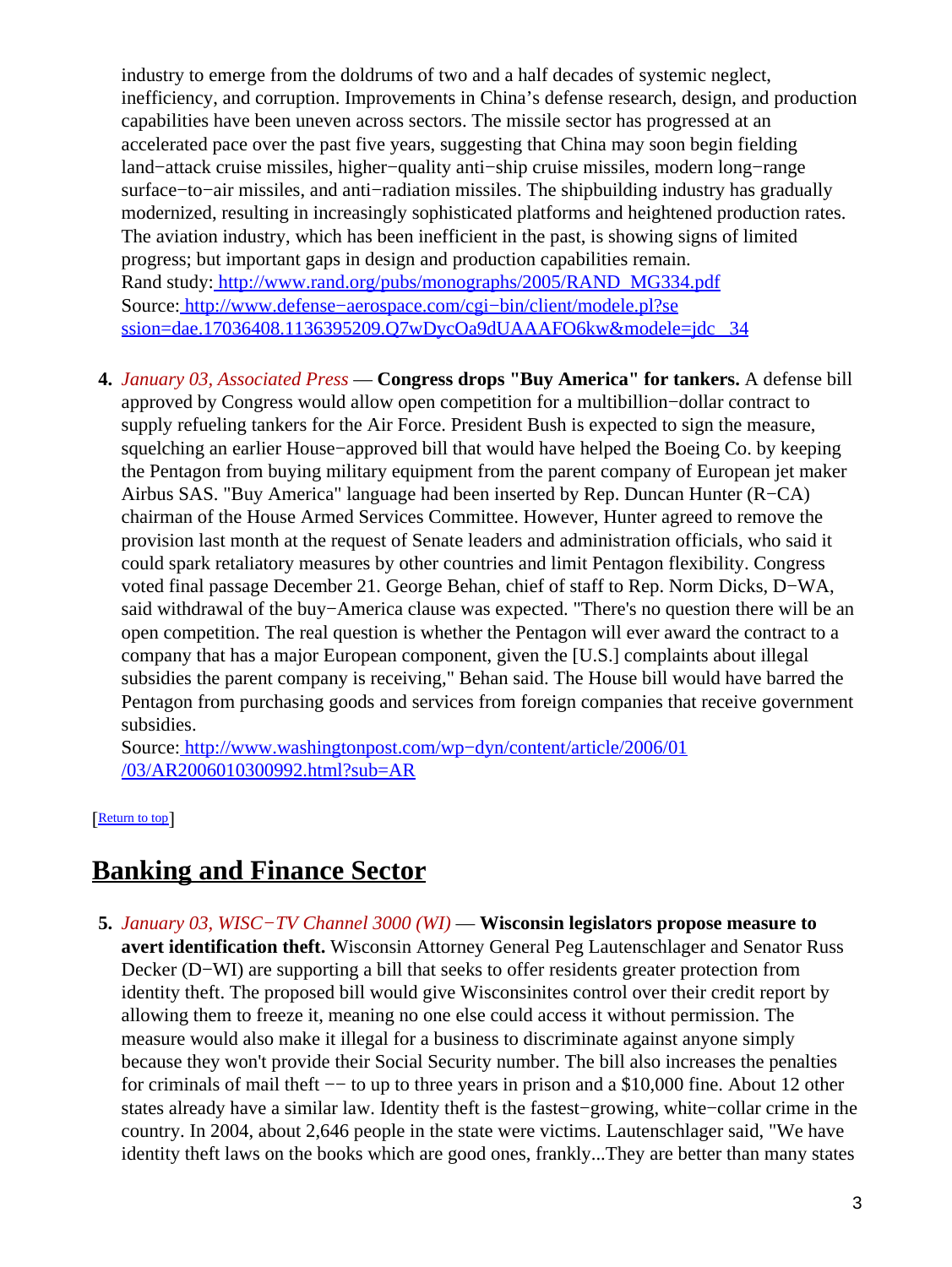industry to emerge from the doldrums of two and a half decades of systemic neglect, inefficiency, and corruption. Improvements in China's defense research, design, and production capabilities have been uneven across sectors. The missile sector has progressed at an accelerated pace over the past five years, suggesting that China may soon begin fielding land−attack cruise missiles, higher−quality anti−ship cruise missiles, modern long−range surface−to−air missiles, and anti−radiation missiles. The shipbuilding industry has gradually modernized, resulting in increasingly sophisticated platforms and heightened production rates. The aviation industry, which has been inefficient in the past, is showing signs of limited progress; but important gaps in design and production capabilities remain.
Rand study: http://www.rand.org/pubs/monographs/2005/RAND_MG334.pdf
Source: http://www.defense−aerospace.com/cgi−bin/client/modele.pl?session=dae.17036408.1136395209.Q7wDycOa9dUAAAFO6kw&modele=jdc_34

4. *January 03, Associated Press* — **Congress drops "Buy America" for tankers.** A defense bill approved by Congress would allow open competition for a multibillion−dollar contract to supply refueling tankers for the Air Force. President Bush is expected to sign the measure, squelching an earlier House−approved bill that would have helped the Boeing Co. by keeping the Pentagon from buying military equipment from the parent company of European jet maker Airbus SAS. "Buy America" language had been inserted by Rep. Duncan Hunter (R−CA) chairman of the House Armed Services Committee. However, Hunter agreed to remove the provision last month at the request of Senate leaders and administration officials, who said it could spark retaliatory measures by other countries and limit Pentagon flexibility. Congress voted final passage December 21. George Behan, chief of staff to Rep. Norm Dicks, D−WA, said withdrawal of the buy−America clause was expected. "There's no question there will be an open competition. The real question is whether the Pentagon will ever award the contract to a company that has a major European component, given the [U.S.] complaints about illegal subsidies the parent company is receiving," Behan said. The House bill would have barred the Pentagon from purchasing goods and services from foreign companies that receive government subsidies.
Source: http://www.washingtonpost.com/wp−dyn/content/article/2006/01/03/AR2006010300992.html?sub=AR

[Return to top]

## Banking and Finance Sector

5. *January 03, WISC−TV Channel 3000 (WI)* — **Wisconsin legislators propose measure to avert identification theft.** Wisconsin Attorney General Peg Lautenschlager and Senator Russ Decker (D−WI) are supporting a bill that seeks to offer residents greater protection from identity theft. The proposed bill would give Wisconsinites control over their credit report by allowing them to freeze it, meaning no one else could access it without permission. The measure would also make it illegal for a business to discriminate against anyone simply because they won't provide their Social Security number. The bill also increases the penalties for criminals of mail theft −− to up to three years in prison and a $10,000 fine. About 12 other states already have a similar law. Identity theft is the fastest−growing, white−collar crime in the country. In 2004, about 2,646 people in the state were victims. Lautenschlager said, "We have identity theft laws on the books which are good ones, frankly...They are better than many states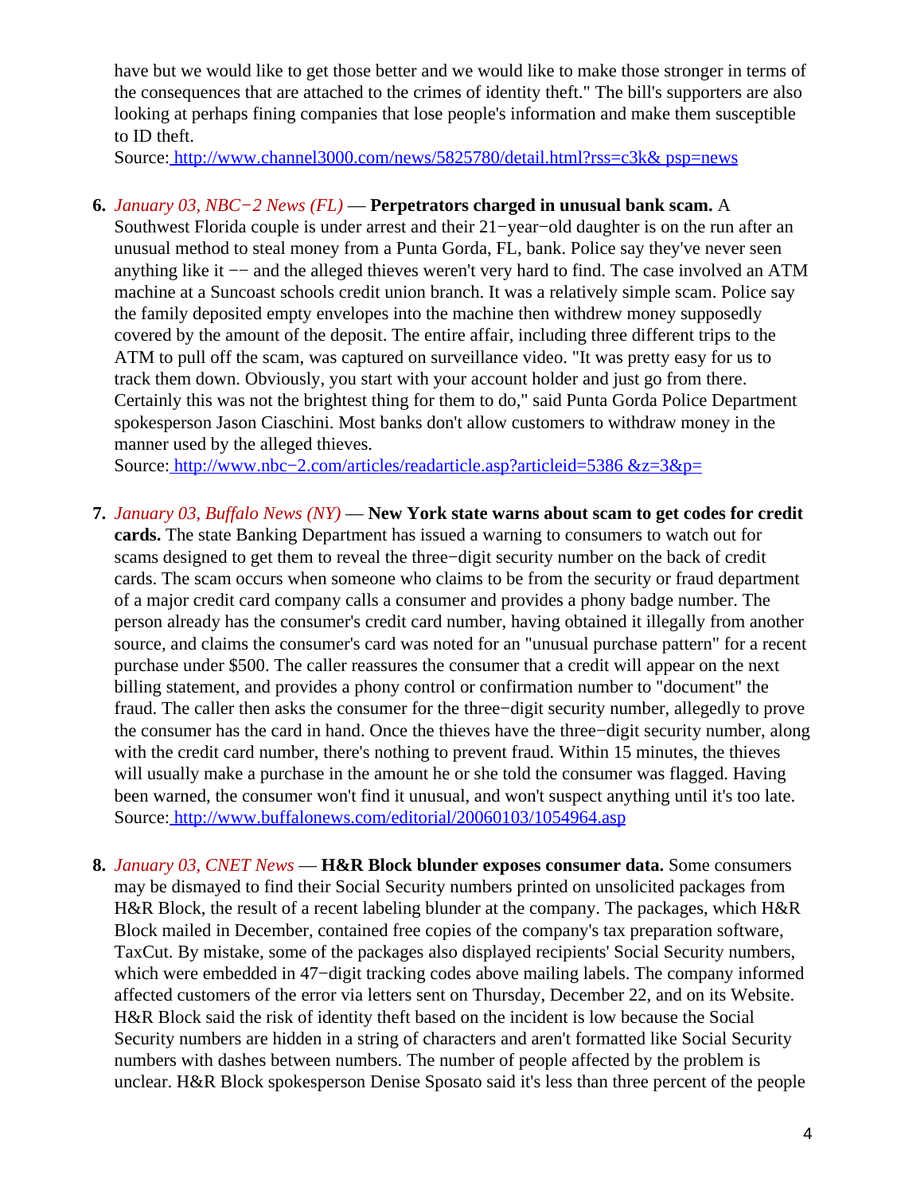have but we would like to get those better and we would like to make those stronger in terms of the consequences that are attached to the crimes of identity theft." The bill's supporters are also looking at perhaps fining companies that lose people's information and make them susceptible to ID theft.
Source: http://www.channel3000.com/news/5825780/detail.html?rss=c3k& psp=news

6. *January 03, NBC−2 News (FL)* — **Perpetrators charged in unusual bank scam.** A Southwest Florida couple is under arrest and their 21−year−old daughter is on the run after an unusual method to steal money from a Punta Gorda, FL, bank. Police say they've never seen anything like it −− and the alleged thieves weren't very hard to find. The case involved an ATM machine at a Suncoast schools credit union branch. It was a relatively simple scam. Police say the family deposited empty envelopes into the machine then withdrew money supposedly covered by the amount of the deposit. The entire affair, including three different trips to the ATM to pull off the scam, was captured on surveillance video. "It was pretty easy for us to track them down. Obviously, you start with your account holder and just go from there. Certainly this was not the brightest thing for them to do," said Punta Gorda Police Department spokesperson Jason Ciaschini. Most banks don't allow customers to withdraw money in the manner used by the alleged thieves.
Source: http://www.nbc−2.com/articles/readarticle.asp?articleid=5386 &z=3&p=

7. *January 03, Buffalo News (NY)* — **New York state warns about scam to get codes for credit cards.** The state Banking Department has issued a warning to consumers to watch out for scams designed to get them to reveal the three−digit security number on the back of credit cards. The scam occurs when someone who claims to be from the security or fraud department of a major credit card company calls a consumer and provides a phony badge number. The person already has the consumer's credit card number, having obtained it illegally from another source, and claims the consumer's card was noted for an "unusual purchase pattern" for a recent purchase under $500. The caller reassures the consumer that a credit will appear on the next billing statement, and provides a phony control or confirmation number to "document" the fraud. The caller then asks the consumer for the three−digit security number, allegedly to prove the consumer has the card in hand. Once the thieves have the three−digit security number, along with the credit card number, there's nothing to prevent fraud. Within 15 minutes, the thieves will usually make a purchase in the amount he or she told the consumer was flagged. Having been warned, the consumer won't find it unusual, and won't suspect anything until it's too late.
Source: http://www.buffalonews.com/editorial/20060103/1054964.asp

8. *January 03, CNET News* — **H&R Block blunder exposes consumer data.** Some consumers may be dismayed to find their Social Security numbers printed on unsolicited packages from H&R Block, the result of a recent labeling blunder at the company. The packages, which H&R Block mailed in December, contained free copies of the company's tax preparation software, TaxCut. By mistake, some of the packages also displayed recipients' Social Security numbers, which were embedded in 47−digit tracking codes above mailing labels. The company informed affected customers of the error via letters sent on Thursday, December 22, and on its Website. H&R Block said the risk of identity theft based on the incident is low because the Social Security numbers are hidden in a string of characters and aren't formatted like Social Security numbers with dashes between numbers. The number of people affected by the problem is unclear. H&R Block spokesperson Denise Sposato said it's less than three percent of the people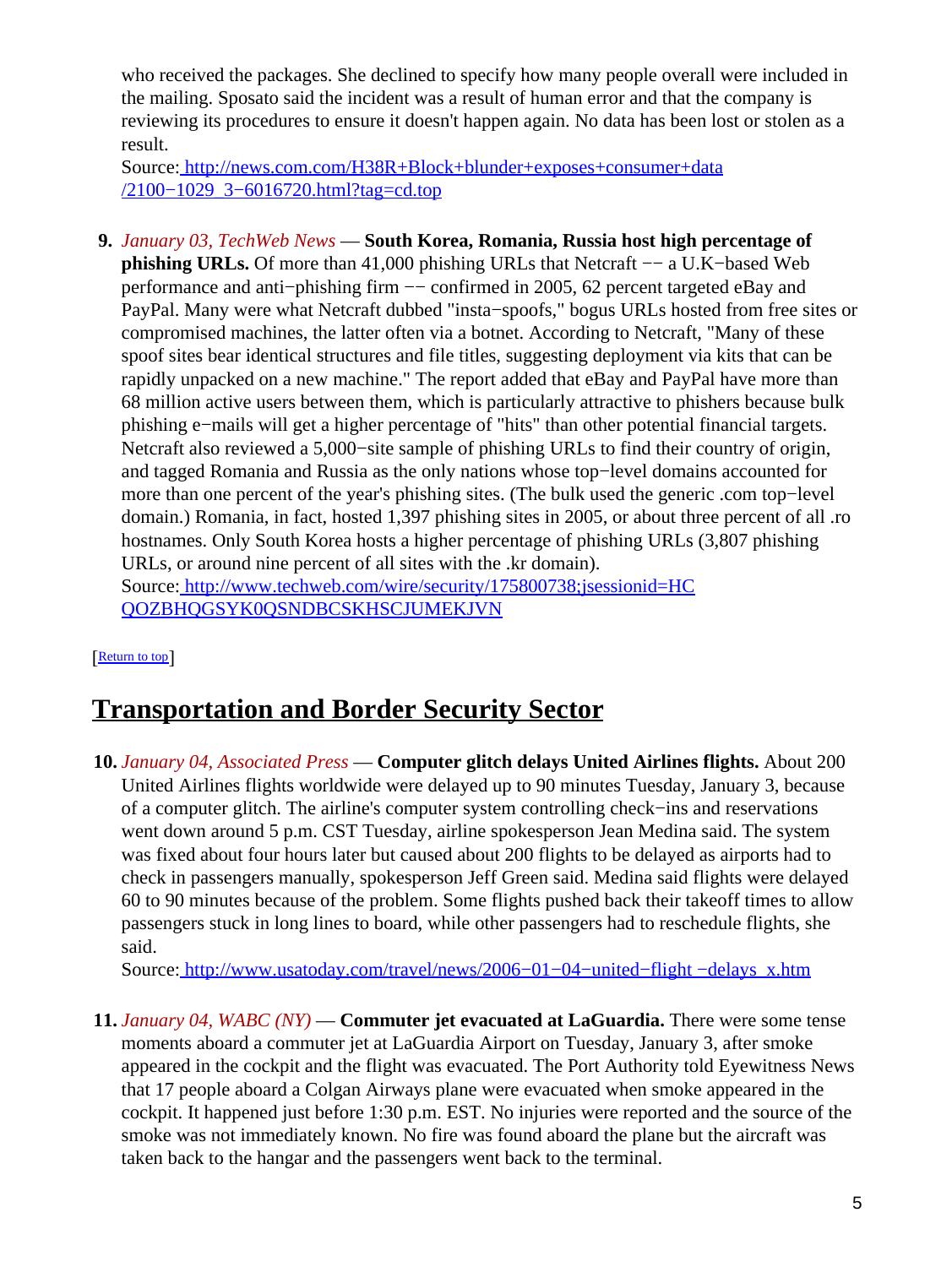who received the packages. She declined to specify how many people overall were included in the mailing. Sposato said the incident was a result of human error and that the company is reviewing its procedures to ensure it doesn't happen again. No data has been lost or stolen as a result.
Source: [http://news.com.com/H38R+Block+blunder+exposes+consumer+data/2100−1029_3−6016720.html?tag=cd.top](http://news.com.com/H38R+Block+blunder+exposes+consumer+data/2100-1029_3-6016720.html?tag=cd.top)

9. *January 03, TechWeb News* — **South Korea, Romania, Russia host high percentage of phishing URLs.** Of more than 41,000 phishing URLs that Netcraft −− a U.K−based Web performance and anti−phishing firm −− confirmed in 2005, 62 percent targeted eBay and PayPal. Many were what Netcraft dubbed "insta−spoofs," bogus URLs hosted from free sites or compromised machines, the latter often via a botnet. According to Netcraft, "Many of these spoof sites bear identical structures and file titles, suggesting deployment via kits that can be rapidly unpacked on a new machine." The report added that eBay and PayPal have more than 68 million active users between them, which is particularly attractive to phishers because bulk phishing e−mails will get a higher percentage of "hits" than other potential financial targets. Netcraft also reviewed a 5,000−site sample of phishing URLs to find their country of origin, and tagged Romania and Russia as the only nations whose top−level domains accounted for more than one percent of the year's phishing sites. (The bulk used the generic .com top−level domain.) Romania, in fact, hosted 1,397 phishing sites in 2005, or about three percent of all .ro hostnames. Only South Korea hosts a higher percentage of phishing URLs (3,807 phishing URLs, or around nine percent of all sites with the .kr domain).
Source: [http://www.techweb.com/wire/security/175800738;jsessionid=HCQOZBHQGSYK0QSNDBCSKHSCJUMEKJVN](http://www.techweb.com/wire/security/175800738;jsessionid=HCQOZBHQGSYK0QSNDBCSKHSCJUMEKJVN)

[Return to top]

## Transportation and Border Security Sector

10. *January 04, Associated Press* — **Computer glitch delays United Airlines flights.** About 200 United Airlines flights worldwide were delayed up to 90 minutes Tuesday, January 3, because of a computer glitch. The airline's computer system controlling check−ins and reservations went down around 5 p.m. CST Tuesday, airline spokesperson Jean Medina said. The system was fixed about four hours later but caused about 200 flights to be delayed as airports had to check in passengers manually, spokesperson Jeff Green said. Medina said flights were delayed 60 to 90 minutes because of the problem. Some flights pushed back their takeoff times to allow passengers stuck in long lines to board, while other passengers had to reschedule flights, she said.
Source: [http://www.usatoday.com/travel/news/2006−01−04−united−flight −delays_x.htm](http://www.usatoday.com/travel/news/2006-01-04-united-flight-delays_x.htm)

11. *January 04, WABC (NY)* — **Commuter jet evacuated at LaGuardia.** There were some tense moments aboard a commuter jet at LaGuardia Airport on Tuesday, January 3, after smoke appeared in the cockpit and the flight was evacuated. The Port Authority told Eyewitness News that 17 people aboard a Colgan Airways plane were evacuated when smoke appeared in the cockpit. It happened just before 1:30 p.m. EST. No injuries were reported and the source of the smoke was not immediately known. No fire was found aboard the plane but the aircraft was taken back to the hangar and the passengers went back to the terminal.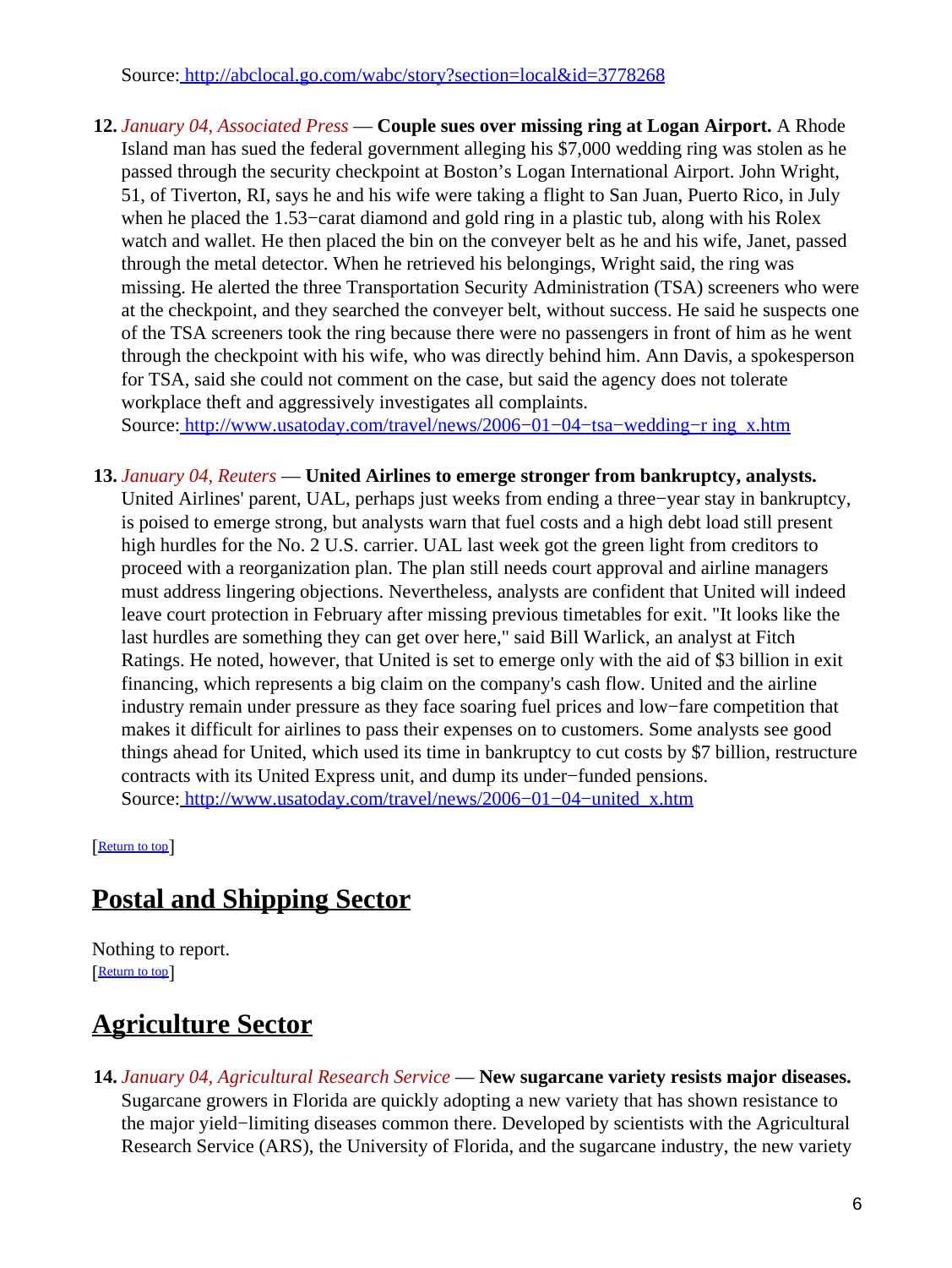Source: [http://abclocal.go.com/wabc/story?section=local&id=3778268](http://abclocal.go.com/wabc/story?section=local&id=3778268)

12. *January 04, Associated Press* — **Couple sues over missing ring at Logan Airport.** A Rhode Island man has sued the federal government alleging his $7,000 wedding ring was stolen as he passed through the security checkpoint at Boston's Logan International Airport. John Wright, 51, of Tiverton, RI, says he and his wife were taking a flight to San Juan, Puerto Rico, in July when he placed the 1.53−carat diamond and gold ring in a plastic tub, along with his Rolex watch and wallet. He then placed the bin on the conveyer belt as he and his wife, Janet, passed through the metal detector. When he retrieved his belongings, Wright said, the ring was missing. He alerted the three Transportation Security Administration (TSA) screeners who were at the checkpoint, and they searched the conveyer belt, without success. He said he suspects one of the TSA screeners took the ring because there were no passengers in front of him as he went through the checkpoint with his wife, who was directly behind him. Ann Davis, a spokesperson for TSA, said she could not comment on the case, but said the agency does not tolerate workplace theft and aggressively investigates all complaints.
Source: [http://www.usatoday.com/travel/news/2006−01−04−tsa−wedding−r ing_x.htm](http://www.usatoday.com/travel/news/2006-01-04-tsa-wedding-ring_x.htm)

13. *January 04, Reuters* — **United Airlines to emerge stronger from bankruptcy, analysts.** United Airlines' parent, UAL, perhaps just weeks from ending a three−year stay in bankruptcy, is poised to emerge strong, but analysts warn that fuel costs and a high debt load still present high hurdles for the No. 2 U.S. carrier. UAL last week got the green light from creditors to proceed with a reorganization plan. The plan still needs court approval and airline managers must address lingering objections. Nevertheless, analysts are confident that United will indeed leave court protection in February after missing previous timetables for exit. "It looks like the last hurdles are something they can get over here," said Bill Warlick, an analyst at Fitch Ratings. He noted, however, that United is set to emerge only with the aid of $3 billion in exit financing, which represents a big claim on the company's cash flow. United and the airline industry remain under pressure as they face soaring fuel prices and low−fare competition that makes it difficult for airlines to pass their expenses on to customers. Some analysts see good things ahead for United, which used its time in bankruptcy to cut costs by $7 billion, restructure contracts with its United Express unit, and dump its under−funded pensions.
Source: [http://www.usatoday.com/travel/news/2006−01−04−united_x.htm](http://www.usatoday.com/travel/news/2006-01-04-united_x.htm)

[Return to top]

## Postal and Shipping Sector

Nothing to report.
[Return to top]

## Agriculture Sector

14. *January 04, Agricultural Research Service* — **New sugarcane variety resists major diseases.** Sugarcane growers in Florida are quickly adopting a new variety that has shown resistance to the major yield−limiting diseases common there. Developed by scientists with the Agricultural Research Service (ARS), the University of Florida, and the sugarcane industry, the new variety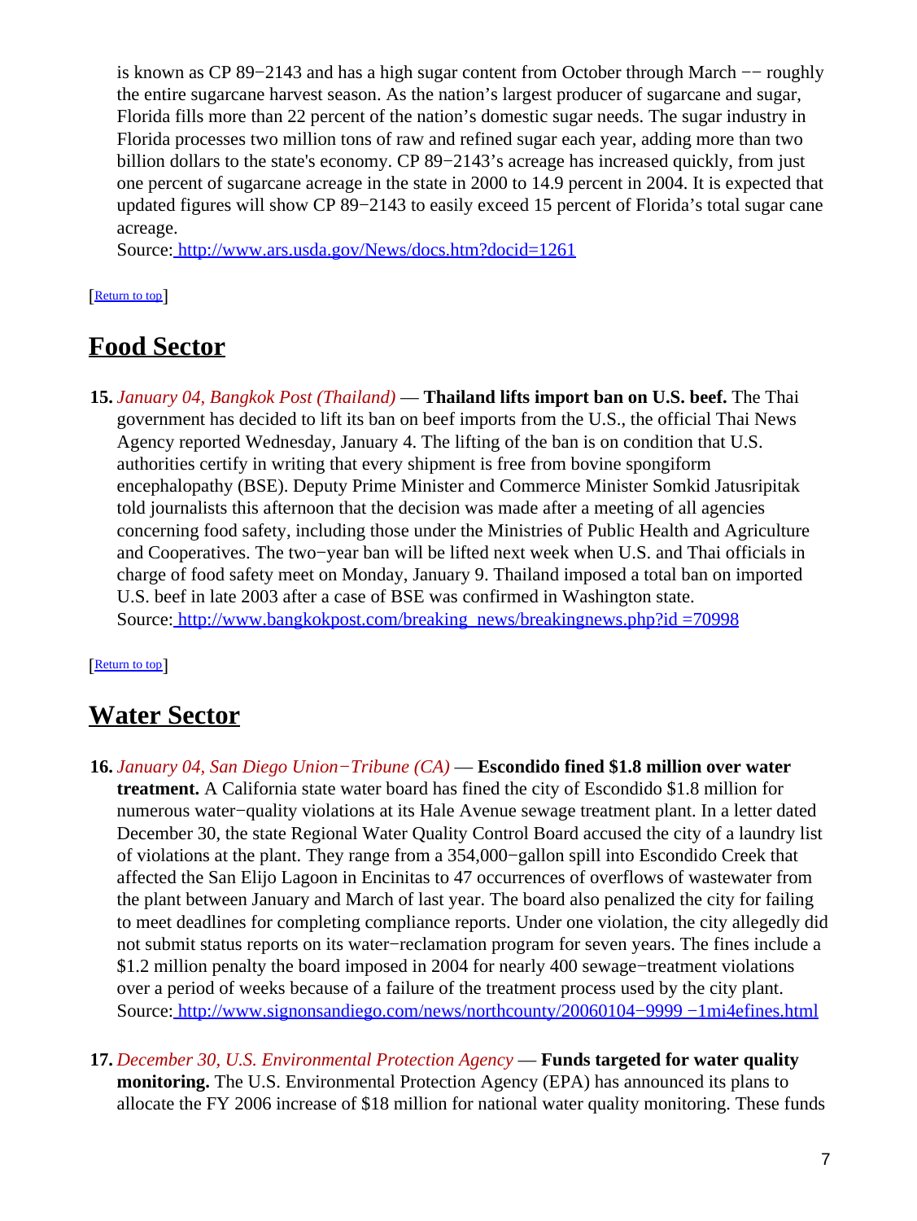is known as CP 89−2143 and has a high sugar content from October through March −− roughly the entire sugarcane harvest season. As the nation's largest producer of sugarcane and sugar, Florida fills more than 22 percent of the nation's domestic sugar needs. The sugar industry in Florida processes two million tons of raw and refined sugar each year, adding more than two billion dollars to the state's economy. CP 89−2143's acreage has increased quickly, from just one percent of sugarcane acreage in the state in 2000 to 14.9 percent in 2004. It is expected that updated figures will show CP 89−2143 to easily exceed 15 percent of Florida's total sugar cane acreage.
Source: http://www.ars.usda.gov/News/docs.htm?docid=1261

[Return to top]

## Food Sector

15. *January 04, Bangkok Post (Thailand)* — **Thailand lifts import ban on U.S. beef.** The Thai government has decided to lift its ban on beef imports from the U.S., the official Thai News Agency reported Wednesday, January 4. The lifting of the ban is on condition that U.S. authorities certify in writing that every shipment is free from bovine spongiform encephalopathy (BSE). Deputy Prime Minister and Commerce Minister Somkid Jatusripitak told journalists this afternoon that the decision was made after a meeting of all agencies concerning food safety, including those under the Ministries of Public Health and Agriculture and Cooperatives. The two−year ban will be lifted next week when U.S. and Thai officials in charge of food safety meet on Monday, January 9. Thailand imposed a total ban on imported U.S. beef in late 2003 after a case of BSE was confirmed in Washington state.
Source: http://www.bangkokpost.com/breaking_news/breakingnews.php?id =70998

[Return to top]

## Water Sector

16. *January 04, San Diego Union−Tribune (CA)* — **Escondido fined $1.8 million over water treatment.** A California state water board has fined the city of Escondido $1.8 million for numerous water−quality violations at its Hale Avenue sewage treatment plant. In a letter dated December 30, the state Regional Water Quality Control Board accused the city of a laundry list of violations at the plant. They range from a 354,000−gallon spill into Escondido Creek that affected the San Elijo Lagoon in Encinitas to 47 occurrences of overflows of wastewater from the plant between January and March of last year. The board also penalized the city for failing to meet deadlines for completing compliance reports. Under one violation, the city allegedly did not submit status reports on its water−reclamation program for seven years. The fines include a $1.2 million penalty the board imposed in 2004 for nearly 400 sewage−treatment violations over a period of weeks because of a failure of the treatment process used by the city plant.
Source: http://www.signonsandiego.com/news/northcounty/20060104−9999 −1mi4efines.html

17. *December 30, U.S. Environmental Protection Agency* — **Funds targeted for water quality monitoring.** The U.S. Environmental Protection Agency (EPA) has announced its plans to allocate the FY 2006 increase of $18 million for national water quality monitoring. These funds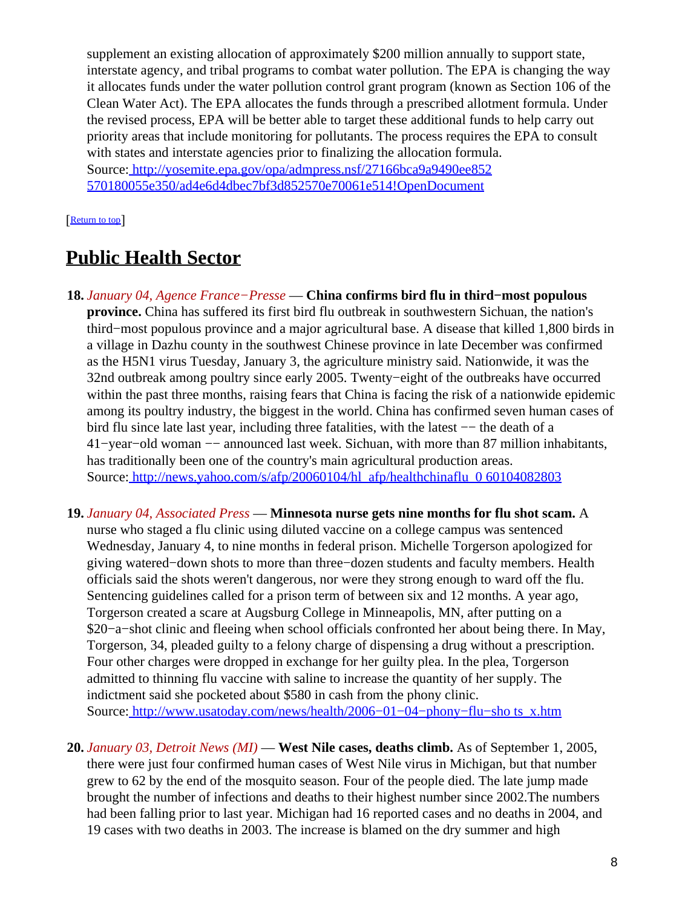supplement an existing allocation of approximately $200 million annually to support state, interstate agency, and tribal programs to combat water pollution. The EPA is changing the way it allocates funds under the water pollution control grant program (known as Section 106 of the Clean Water Act). The EPA allocates the funds through a prescribed allotment formula. Under the revised process, EPA will be better able to target these additional funds to help carry out priority areas that include monitoring for pollutants. The process requires the EPA to consult with states and interstate agencies prior to finalizing the allocation formula.
Source: http://yosemite.epa.gov/opa/admpress.nsf/27166bca9a9490ee852570180055e350/ad4e6d4dbec7bf3d852570e70061e514!OpenDocument

[Return to top]

# Public Health Sector

18. *January 04, Agence France−Presse* — **China confirms bird flu in third−most populous province.** China has suffered its first bird flu outbreak in southwestern Sichuan, the nation's third−most populous province and a major agricultural base. A disease that killed 1,800 birds in a village in Dazhu county in the southwest Chinese province in late December was confirmed as the H5N1 virus Tuesday, January 3, the agriculture ministry said. Nationwide, it was the 32nd outbreak among poultry since early 2005. Twenty−eight of the outbreaks have occurred within the past three months, raising fears that China is facing the risk of a nationwide epidemic among its poultry industry, the biggest in the world. China has confirmed seven human cases of bird flu since late last year, including three fatalities, with the latest −− the death of a 41−year−old woman −− announced last week. Sichuan, with more than 87 million inhabitants, has traditionally been one of the country's main agricultural production areas.
Source: http://news.yahoo.com/s/afp/20060104/hl_afp/healthchinaflu_060104082803

19. *January 04, Associated Press* — **Minnesota nurse gets nine months for flu shot scam.** A nurse who staged a flu clinic using diluted vaccine on a college campus was sentenced Wednesday, January 4, to nine months in federal prison. Michelle Torgerson apologized for giving watered−down shots to more than three−dozen students and faculty members. Health officials said the shots weren't dangerous, nor were they strong enough to ward off the flu. Sentencing guidelines called for a prison term of between six and 12 months. A year ago, Torgerson created a scare at Augsburg College in Minneapolis, MN, after putting on a $20−a−shot clinic and fleeing when school officials confronted her about being there. In May, Torgerson, 34, pleaded guilty to a felony charge of dispensing a drug without a prescription. Four other charges were dropped in exchange for her guilty plea. In the plea, Torgerson admitted to thinning flu vaccine with saline to increase the quantity of her supply. The indictment said she pocketed about $580 in cash from the phony clinic.
Source: http://www.usatoday.com/news/health/2006−01−04−phony−flu−shots_x.htm

20. *January 03, Detroit News (MI)* — **West Nile cases, deaths climb.** As of September 1, 2005, there were just four confirmed human cases of West Nile virus in Michigan, but that number grew to 62 by the end of the mosquito season. Four of the people died. The late jump made brought the number of infections and deaths to their highest number since 2002.The numbers had been falling prior to last year. Michigan had 16 reported cases and no deaths in 2004, and 19 cases with two deaths in 2003. The increase is blamed on the dry summer and high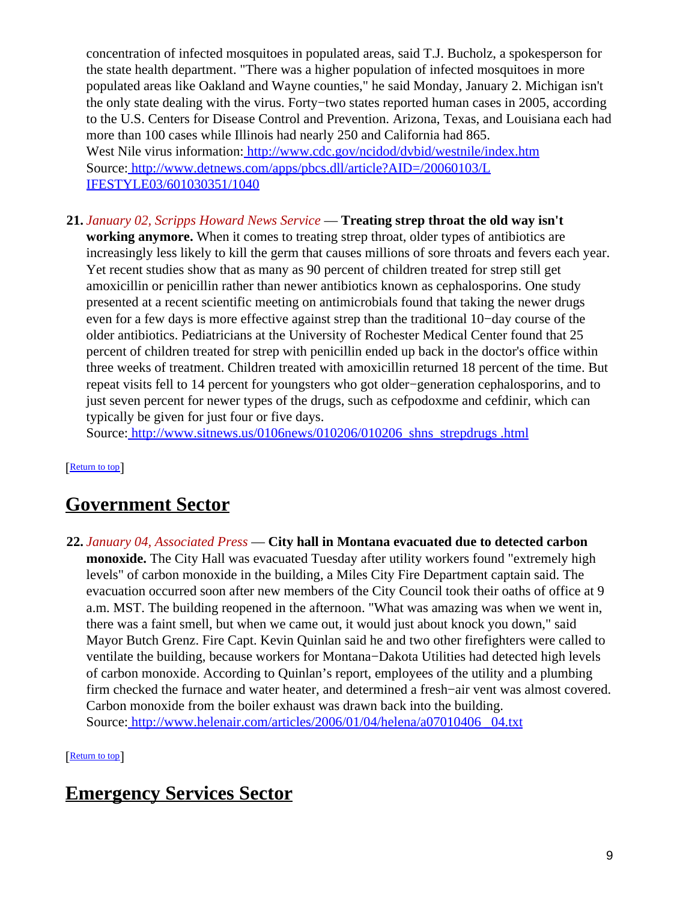concentration of infected mosquitoes in populated areas, said T.J. Bucholz, a spokesperson for the state health department. "There was a higher population of infected mosquitoes in more populated areas like Oakland and Wayne counties," he said Monday, January 2. Michigan isn't the only state dealing with the virus. Forty−two states reported human cases in 2005, according to the U.S. Centers for Disease Control and Prevention. Arizona, Texas, and Louisiana each had more than 100 cases while Illinois had nearly 250 and California had 865.
West Nile virus information: http://www.cdc.gov/ncidod/dvbid/westnile/index.htm
Source: http://www.detnews.com/apps/pbcs.dll/article?AID=/20060103/LIFESTYLE03/601030351/1040

**21.** *January 02, Scripps Howard News Service* — **Treating strep throat the old way isn't working anymore.** When it comes to treating strep throat, older types of antibiotics are increasingly less likely to kill the germ that causes millions of sore throats and fevers each year. Yet recent studies show that as many as 90 percent of children treated for strep still get amoxicillin or penicillin rather than newer antibiotics known as cephalosporins. One study presented at a recent scientific meeting on antimicrobials found that taking the newer drugs even for a few days is more effective against strep than the traditional 10−day course of the older antibiotics. Pediatricians at the University of Rochester Medical Center found that 25 percent of children treated for strep with penicillin ended up back in the doctor's office within three weeks of treatment. Children treated with amoxicillin returned 18 percent of the time. But repeat visits fell to 14 percent for youngsters who got older−generation cephalosporins, and to just seven percent for newer types of the drugs, such as cefpodoxme and cefdinir, which can typically be given for just four or five days.
Source: http://www.sitnews.us/0106news/010206/010206_shns_strepdrugs.html

[Return to top]

## Government Sector

**22.** *January 04, Associated Press* — **City hall in Montana evacuated due to detected carbon monoxide.** The City Hall was evacuated Tuesday after utility workers found "extremely high levels" of carbon monoxide in the building, a Miles City Fire Department captain said. The evacuation occurred soon after new members of the City Council took their oaths of office at 9 a.m. MST. The building reopened in the afternoon. "What was amazing was when we went in, there was a faint smell, but when we came out, it would just about knock you down," said Mayor Butch Grenz. Fire Capt. Kevin Quinlan said he and two other firefighters were called to ventilate the building, because workers for Montana−Dakota Utilities had detected high levels of carbon monoxide. According to Quinlan's report, employees of the utility and a plumbing firm checked the furnace and water heater, and determined a fresh−air vent was almost covered. Carbon monoxide from the boiler exhaust was drawn back into the building.
Source: http://www.helenair.com/articles/2006/01/04/helena/a07010406_04.txt

[Return to top]

## Emergency Services Sector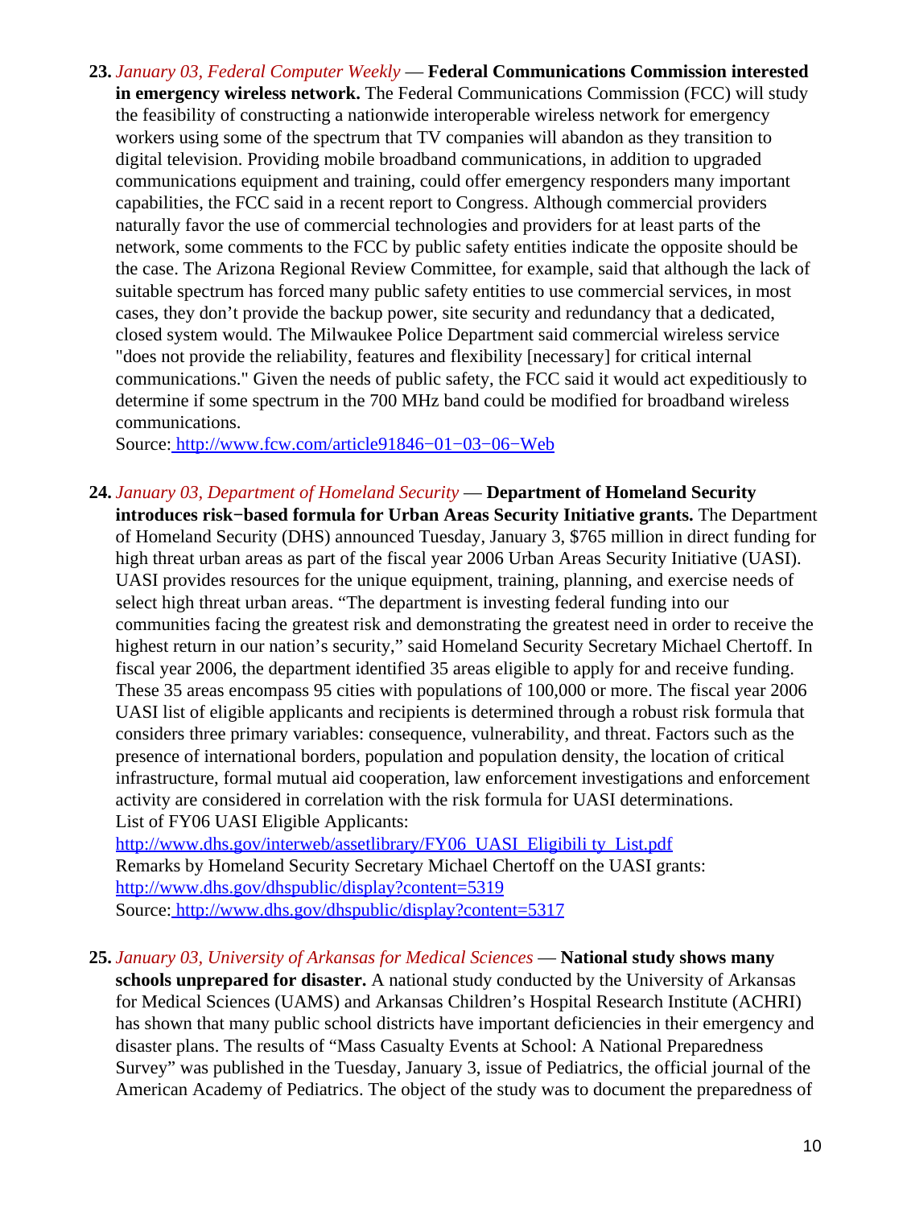**23.** *January 03, Federal Computer Weekly* — **Federal Communications Commission interested in emergency wireless network.** The Federal Communications Commission (FCC) will study the feasibility of constructing a nationwide interoperable wireless network for emergency workers using some of the spectrum that TV companies will abandon as they transition to digital television. Providing mobile broadband communications, in addition to upgraded communications equipment and training, could offer emergency responders many important capabilities, the FCC said in a recent report to Congress. Although commercial providers naturally favor the use of commercial technologies and providers for at least parts of the network, some comments to the FCC by public safety entities indicate the opposite should be the case. The Arizona Regional Review Committee, for example, said that although the lack of suitable spectrum has forced many public safety entities to use commercial services, in most cases, they don't provide the backup power, site security and redundancy that a dedicated, closed system would. The Milwaukee Police Department said commercial wireless service "does not provide the reliability, features and flexibility [necessary] for critical internal communications." Given the needs of public safety, the FCC said it would act expeditiously to determine if some spectrum in the 700 MHz band could be modified for broadband wireless communications.
Source: http://www.fcw.com/article91846−01−03−06−Web

**24.** *January 03, Department of Homeland Security* — **Department of Homeland Security introduces risk−based formula for Urban Areas Security Initiative grants.** The Department of Homeland Security (DHS) announced Tuesday, January 3, $765 million in direct funding for high threat urban areas as part of the fiscal year 2006 Urban Areas Security Initiative (UASI). UASI provides resources for the unique equipment, training, planning, and exercise needs of select high threat urban areas. "The department is investing federal funding into our communities facing the greatest risk and demonstrating the greatest need in order to receive the highest return in our nation's security," said Homeland Security Secretary Michael Chertoff. In fiscal year 2006, the department identified 35 areas eligible to apply for and receive funding. These 35 areas encompass 95 cities with populations of 100,000 or more. The fiscal year 2006 UASI list of eligible applicants and recipients is determined through a robust risk formula that considers three primary variables: consequence, vulnerability, and threat. Factors such as the presence of international borders, population and population density, the location of critical infrastructure, formal mutual aid cooperation, law enforcement investigations and enforcement activity are considered in correlation with the risk formula for UASI determinations.
List of FY06 UASI Eligible Applicants:
http://www.dhs.gov/interweb/assetlibrary/FY06_UASI_Eligibili ty_List.pdf
Remarks by Homeland Security Secretary Michael Chertoff on the UASI grants:
http://www.dhs.gov/dhspublic/display?content=5319
Source: http://www.dhs.gov/dhspublic/display?content=5317

**25.** *January 03, University of Arkansas for Medical Sciences* — **National study shows many schools unprepared for disaster.** A national study conducted by the University of Arkansas for Medical Sciences (UAMS) and Arkansas Children's Hospital Research Institute (ACHRI) has shown that many public school districts have important deficiencies in their emergency and disaster plans. The results of "Mass Casualty Events at School: A National Preparedness Survey" was published in the Tuesday, January 3, issue of Pediatrics, the official journal of the American Academy of Pediatrics. The object of the study was to document the preparedness of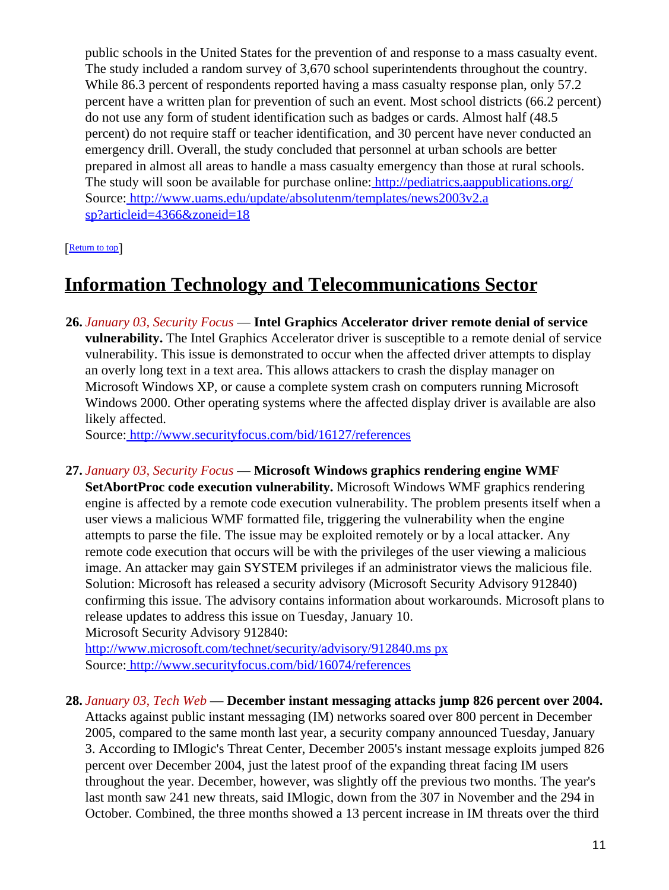public schools in the United States for the prevention of and response to a mass casualty event. The study included a random survey of 3,670 school superintendents throughout the country. While 86.3 percent of respondents reported having a mass casualty response plan, only 57.2 percent have a written plan for prevention of such an event. Most school districts (66.2 percent) do not use any form of student identification such as badges or cards. Almost half (48.5 percent) do not require staff or teacher identification, and 30 percent have never conducted an emergency drill. Overall, the study concluded that personnel at urban schools are better prepared in almost all areas to handle a mass casualty emergency than those at rural schools. The study will soon be available for purchase online: http://pediatrics.aappublications.org/
Source: http://www.uams.edu/update/absolutenm/templates/news2003v2.asp?articleid=4366&zoneid=18

[Return to top]

## Information Technology and Telecommunications Sector

**26.** *January 03, Security Focus* — **Intel Graphics Accelerator driver remote denial of service vulnerability.** The Intel Graphics Accelerator driver is susceptible to a remote denial of service vulnerability. This issue is demonstrated to occur when the affected driver attempts to display an overly long text in a text area. This allows attackers to crash the display manager on Microsoft Windows XP, or cause a complete system crash on computers running Microsoft Windows 2000. Other operating systems where the affected display driver is available are also likely affected.
Source: http://www.securityfocus.com/bid/16127/references

**27.** *January 03, Security Focus* — **Microsoft Windows graphics rendering engine WMF SetAbortProc code execution vulnerability.** Microsoft Windows WMF graphics rendering engine is affected by a remote code execution vulnerability. The problem presents itself when a user views a malicious WMF formatted file, triggering the vulnerability when the engine attempts to parse the file. The issue may be exploited remotely or by a local attacker. Any remote code execution that occurs will be with the privileges of the user viewing a malicious image. An attacker may gain SYSTEM privileges if an administrator views the malicious file. Solution: Microsoft has released a security advisory (Microsoft Security Advisory 912840) confirming this issue. The advisory contains information about workarounds. Microsoft plans to release updates to address this issue on Tuesday, January 10.
Microsoft Security Advisory 912840:
http://www.microsoft.com/technet/security/advisory/912840.mspx
Source: http://www.securityfocus.com/bid/16074/references

**28.** *January 03, Tech Web* — **December instant messaging attacks jump 826 percent over 2004.** Attacks against public instant messaging (IM) networks soared over 800 percent in December 2005, compared to the same month last year, a security company announced Tuesday, January 3. According to IMlogic's Threat Center, December 2005's instant message exploits jumped 826 percent over December 2004, just the latest proof of the expanding threat facing IM users throughout the year. December, however, was slightly off the previous two months. The year's last month saw 241 new threats, said IMlogic, down from the 307 in November and the 294 in October. Combined, the three months showed a 13 percent increase in IM threats over the third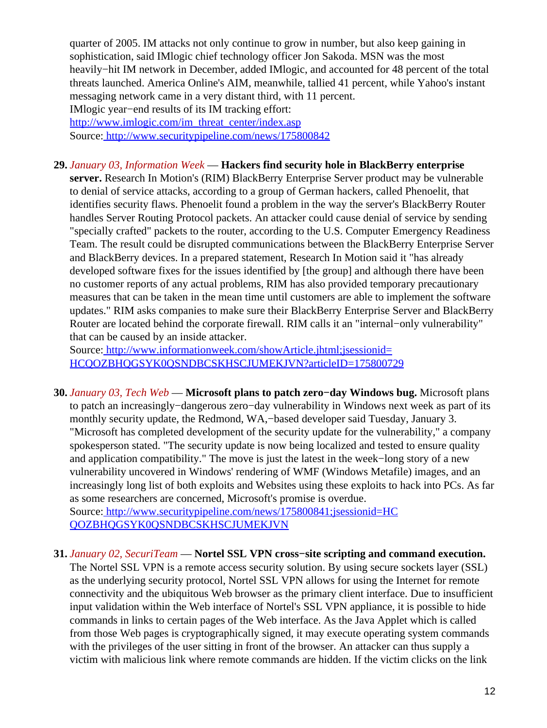quarter of 2005. IM attacks not only continue to grow in number, but also keep gaining in sophistication, said IMlogic chief technology officer Jon Sakoda. MSN was the most heavily−hit IM network in December, added IMlogic, and accounted for 48 percent of the total threats launched. America Online's AIM, meanwhile, tallied 41 percent, while Yahoo's instant messaging network came in a very distant third, with 11 percent.
IMlogic year−end results of its IM tracking effort: [http://www.imlogic.com/im_threat_center/index.asp](http://www.imlogic.com/im_threat_center/index.asp)
Source: [http://www.securitypipeline.com/news/175800842](http://www.securitypipeline.com/news/175800842)

29. *January 03, Information Week* — **Hackers find security hole in BlackBerry enterprise server.** Research In Motion's (RIM) BlackBerry Enterprise Server product may be vulnerable to denial of service attacks, according to a group of German hackers, called Phenoelit, that identifies security flaws. Phenoelit found a problem in the way the server's BlackBerry Router handles Server Routing Protocol packets. An attacker could cause denial of service by sending "specially crafted" packets to the router, according to the U.S. Computer Emergency Readiness Team. The result could be disrupted communications between the BlackBerry Enterprise Server and BlackBerry devices. In a prepared statement, Research In Motion said it "has already developed software fixes for the issues identified by [the group] and although there have been no customer reports of any actual problems, RIM has also provided temporary precautionary measures that can be taken in the mean time until customers are able to implement the software updates." RIM asks companies to make sure their BlackBerry Enterprise Server and BlackBerry Router are located behind the corporate firewall. RIM calls it an "internal−only vulnerability" that can be caused by an inside attacker.
Source: [http://www.informationweek.com/showArticle.jhtml;jsessionid=HCQOZBHQGSYK0QSNDBCSKHSCJUMEKJVN?articleID=175800729](http://www.informationweek.com/showArticle.jhtml;jsessionid=HCQOZBHQGSYK0QSNDBCSKHSCJUMEKJVN?articleID=175800729)

30. *January 03, Tech Web* — **Microsoft plans to patch zero−day Windows bug.** Microsoft plans to patch an increasingly−dangerous zero−day vulnerability in Windows next week as part of its monthly security update, the Redmond, WA,−based developer said Tuesday, January 3. "Microsoft has completed development of the security update for the vulnerability," a company spokesperson stated. "The security update is now being localized and tested to ensure quality and application compatibility." The move is just the latest in the week−long story of a new vulnerability uncovered in Windows' rendering of WMF (Windows Metafile) images, and an increasingly long list of both exploits and Websites using these exploits to hack into PCs. As far as some researchers are concerned, Microsoft's promise is overdue.
Source: [http://www.securitypipeline.com/news/175800841;jsessionid=HCQOZBHQGSYK0QSNDBCSKHSCJUMEKJVN](http://www.securitypipeline.com/news/175800841;jsessionid=HCQOZBHQGSYK0QSNDBCSKHSCJUMEKJVN)

31. *January 02, SecuriTeam* — **Nortel SSL VPN cross−site scripting and command execution.** The Nortel SSL VPN is a remote access security solution. By using secure sockets layer (SSL) as the underlying security protocol, Nortel SSL VPN allows for using the Internet for remote connectivity and the ubiquitous Web browser as the primary client interface. Due to insufficient input validation within the Web interface of Nortel's SSL VPN appliance, it is possible to hide commands in links to certain pages of the Web interface. As the Java Applet which is called from those Web pages is cryptographically signed, it may execute operating system commands with the privileges of the user sitting in front of the browser. An attacker can thus supply a victim with malicious link where remote commands are hidden. If the victim clicks on the link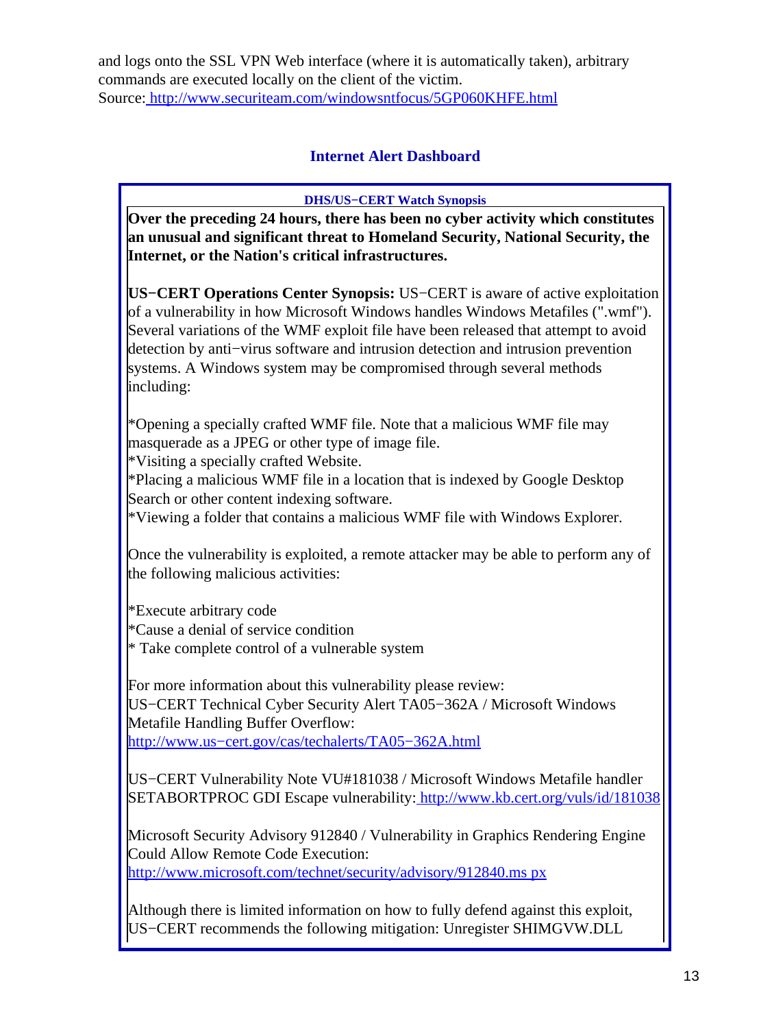and logs onto the SSL VPN Web interface (where it is automatically taken), arbitrary commands are executed locally on the client of the victim.
Source: http://www.securiteam.com/windowsntfocus/5GP060KHFE.html

## Internet Alert Dashboard

### DHS/US−CERT Watch Synopsis

**Over the preceding 24 hours, there has been no cyber activity which constitutes an unusual and significant threat to Homeland Security, National Security, the Internet, or the Nation's critical infrastructures.**

**US−CERT Operations Center Synopsis:** US−CERT is aware of active exploitation of a vulnerability in how Microsoft Windows handles Windows Metafiles (".wmf"). Several variations of the WMF exploit file have been released that attempt to avoid detection by anti−virus software and intrusion detection and intrusion prevention systems. A Windows system may be compromised through several methods including:

*Opening a specially crafted WMF file. Note that a malicious WMF file may masquerade as a JPEG or other type of image file.
*Visiting a specially crafted Website.
*Placing a malicious WMF file in a location that is indexed by Google Desktop Search or other content indexing software.
*Viewing a folder that contains a malicious WMF file with Windows Explorer.

Once the vulnerability is exploited, a remote attacker may be able to perform any of the following malicious activities:

*Execute arbitrary code
*Cause a denial of service condition
* Take complete control of a vulnerable system

For more information about this vulnerability please review:
US−CERT Technical Cyber Security Alert TA05−362A / Microsoft Windows Metafile Handling Buffer Overflow:
http://www.us−cert.gov/cas/techalerts/TA05−362A.html

US−CERT Vulnerability Note VU#181038 / Microsoft Windows Metafile handler SETABORTPROC GDI Escape vulnerability: http://www.kb.cert.org/vuls/id/181038

Microsoft Security Advisory 912840 / Vulnerability in Graphics Rendering Engine Could Allow Remote Code Execution:
http://www.microsoft.com/technet/security/advisory/912840.mspx

Although there is limited information on how to fully defend against this exploit, US−CERT recommends the following mitigation: Unregister SHIMGVW.DLL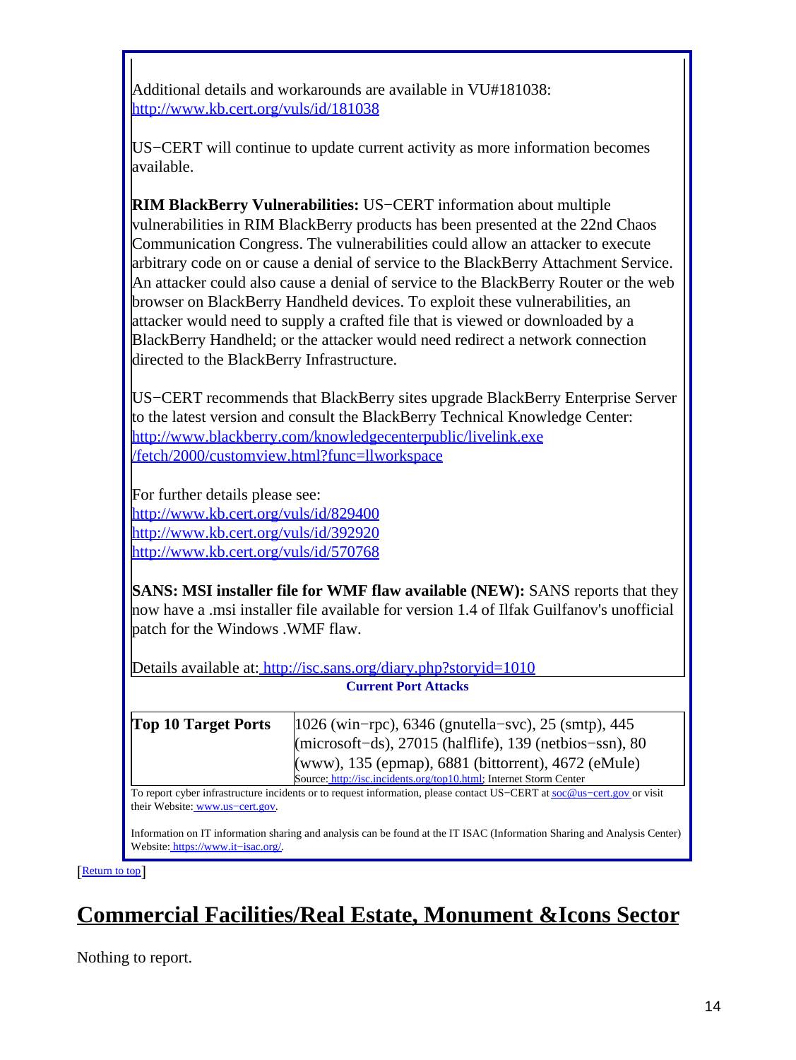Additional details and workarounds are available in VU#181038: http://www.kb.cert.org/vuls/id/181038

US−CERT will continue to update current activity as more information becomes available.

**RIM BlackBerry Vulnerabilities:** US−CERT information about multiple vulnerabilities in RIM BlackBerry products has been presented at the 22nd Chaos Communication Congress. The vulnerabilities could allow an attacker to execute arbitrary code on or cause a denial of service to the BlackBerry Attachment Service. An attacker could also cause a denial of service to the BlackBerry Router or the web browser on BlackBerry Handheld devices. To exploit these vulnerabilities, an attacker would need to supply a crafted file that is viewed or downloaded by a BlackBerry Handheld; or the attacker would need redirect a network connection directed to the BlackBerry Infrastructure.

US−CERT recommends that BlackBerry sites upgrade BlackBerry Enterprise Server to the latest version and consult the BlackBerry Technical Knowledge Center: http://www.blackberry.com/knowledgecenterpublic/livelink.exe/fetch/2000/customview.html?func=llworkspace

For further details please see:
http://www.kb.cert.org/vuls/id/829400
http://www.kb.cert.org/vuls/id/392920
http://www.kb.cert.org/vuls/id/570768

**SANS: MSI installer file for WMF flaw available (NEW):** SANS reports that they now have a .msi installer file available for version 1.4 of Ilfak Guilfanov's unofficial patch for the Windows .WMF flaw.

Details available at: http://isc.sans.org/diary.php?storyid=1010

**Current Port Attacks**

| **Top 10 Target Ports** | 1026 (win−rpc), 6346 (gnutella−svc), 25 (smtp), 445 (microsoft−ds), 27015 (halflife), 139 (netbios−ssn), 80 (www), 135 (epmap), 6881 (bittorrent), 4672 (eMule) |
|---|---|
| | Source: http://isc.incidents.org/top10.html; Internet Storm Center |

To report cyber infrastructure incidents or to request information, please contact US−CERT at soc@us−cert.gov or visit their Website: www.us−cert.gov.

Information on IT information sharing and analysis can be found at the IT ISAC (Information Sharing and Analysis Center) Website: https://www.it−isac.org/.

[Return to top]

# Commercial Facilities/Real Estate, Monument &Icons Sector

Nothing to report.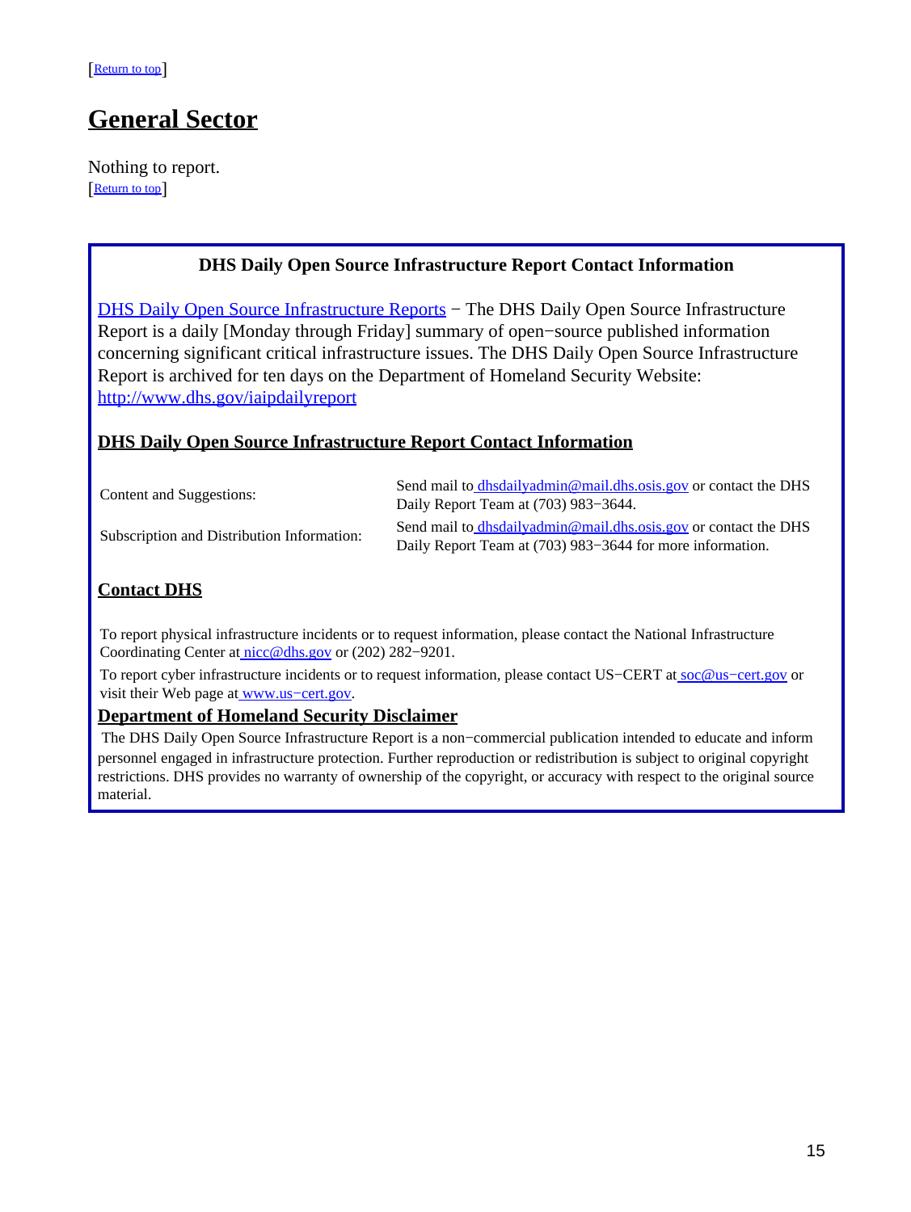[Return to top]

# General Sector

Nothing to report.
[Return to top]

**DHS Daily Open Source Infrastructure Report Contact Information**

DHS Daily Open Source Infrastructure Reports − The DHS Daily Open Source Infrastructure Report is a daily [Monday through Friday] summary of open−source published information concerning significant critical infrastructure issues. The DHS Daily Open Source Infrastructure Report is archived for ten days on the Department of Homeland Security Website: http://www.dhs.gov/iaipdailyreport

## DHS Daily Open Source Infrastructure Report Contact Information

| | |
|---|---|
| Content and Suggestions: | Send mail to dhsdailyadmin@mail.dhs.osis.gov or contact the DHS Daily Report Team at (703) 983−3644. |
| Subscription and Distribution Information: | Send mail to dhsdailyadmin@mail.dhs.osis.gov or contact the DHS Daily Report Team at (703) 983−3644 for more information. |

## Contact DHS

To report physical infrastructure incidents or to request information, please contact the National Infrastructure Coordinating Center at nicc@dhs.gov or (202) 282−9201.

To report cyber infrastructure incidents or to request information, please contact US−CERT at soc@us−cert.gov or visit their Web page at www.us−cert.gov.

## Department of Homeland Security Disclaimer

The DHS Daily Open Source Infrastructure Report is a non−commercial publication intended to educate and inform personnel engaged in infrastructure protection. Further reproduction or redistribution is subject to original copyright restrictions. DHS provides no warranty of ownership of the copyright, or accuracy with respect to the original source material.